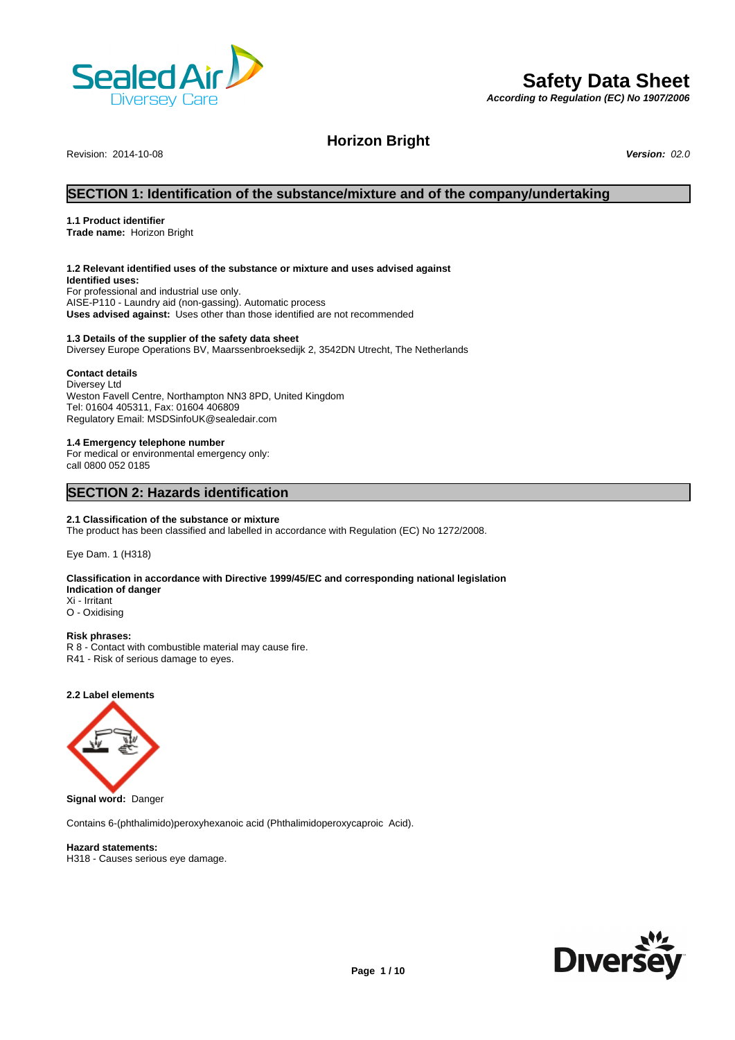# Safety Data Sheet

***According to Regulation (EC) No 1907/2006***

## Horizon Bright

Revision: 2014-10-08 ***Version:*** *02.0*

## SECTION 1: Identification of the substance/mixture and of the company/undertaking

**1.1 Product identifier**
**Trade name:** Horizon Bright

**1.2 Relevant identified uses of the substance or mixture and uses advised against**
**Identified uses:**
For professional and industrial use only.
AISE-P110 - Laundry aid (non-gassing). Automatic process
**Uses advised against:** Uses other than those identified are not recommended

**1.3 Details of the supplier of the safety data sheet**
Diversey Europe Operations BV, Maarssenbroeksedijk 2, 3542DN Utrecht, The Netherlands

**Contact details**
Diversey Ltd
Weston Favell Centre, Northampton NN3 8PD, United Kingdom
Tel: 01604 405311, Fax: 01604 406809
Regulatory Email: MSDSinfoUK@sealedair.com

**1.4 Emergency telephone number**
For medical or environmental emergency only:
call 0800 052 0185

## SECTION 2: Hazards identification

**2.1 Classification of the substance or mixture**
The product has been classified and labelled in accordance with Regulation (EC) No 1272/2008.

Eye Dam. 1 (H318)

**Classification in accordance with Directive 1999/45/EC and corresponding national legislation**
**Indication of danger**
Xi - Irritant
O - Oxidising

**Risk phrases:**
R 8 - Contact with combustible material may cause fire.
R41 - Risk of serious damage to eyes.

**2.2 Label elements**

**Signal word:** Danger

Contains 6-(phthalimido)peroxyhexanoic acid (Phthalimidoperoxycaproic Acid).

**Hazard statements:**
H318 - Causes serious eye damage.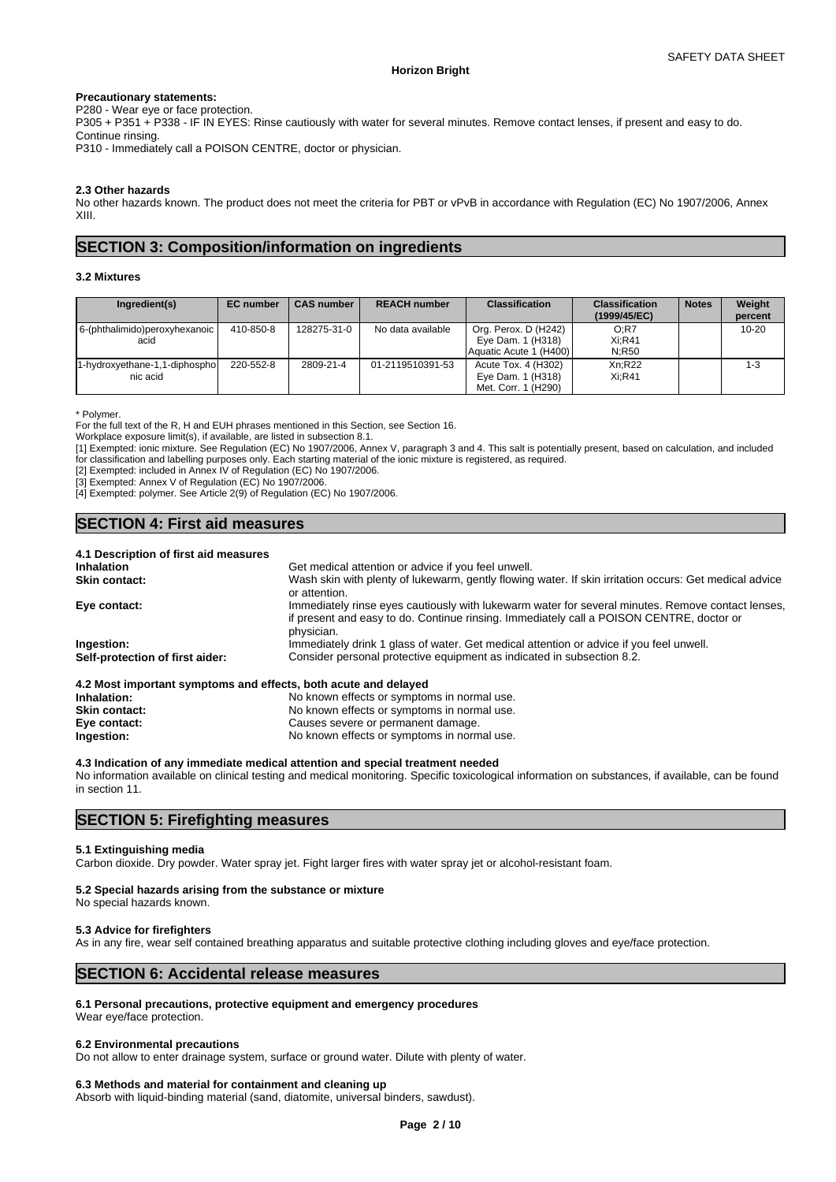**Precautionary statements:**
P280 - Wear eye or face protection.
P305 + P351 + P338 - IF IN EYES: Rinse cautiously with water for several minutes. Remove contact lenses, if present and easy to do. Continue rinsing.
P310 - Immediately call a POISON CENTRE, doctor or physician.

**2.3 Other hazards**
No other hazards known. The product does not meet the criteria for PBT or vPvB in accordance with Regulation (EC) No 1907/2006, Annex XIII.

## SECTION 3: Composition/information on ingredients

**3.2 Mixtures**

| Ingredient(s) | EC number | CAS number | REACH number | Classification | Classification (1999/45/EC) | Notes | Weight percent |
|---|---|---|---|---|---|---|---|
| 6-(phthalimido)peroxyhexanoic acid | 410-850-8 | 128275-31-0 | No data available | Org. Perox. D (H242) Eye Dam. 1 (H318) Aquatic Acute 1 (H400) | O;R7 Xi;R41 N;R50 | | 10-20 |
| 1-hydroxyethane-1,1-diphosphonic acid | 220-552-8 | 2809-21-4 | 01-2119510391-53 | Acute Tox. 4 (H302) Eye Dam. 1 (H318) Met. Corr. 1 (H290) | Xn;R22 Xi;R41 | | 1-3 |

\* Polymer.
For the full text of the R, H and EUH phrases mentioned in this Section, see Section 16.
Workplace exposure limit(s), if available, are listed in subsection 8.1.
[1] Exempted: ionic mixture. See Regulation (EC) No 1907/2006, Annex V, paragraph 3 and 4. This salt is potentially present, based on calculation, and included for classification and labelling purposes only. Each starting material of the ionic mixture is registered, as required.
[2] Exempted: included in Annex IV of Regulation (EC) No 1907/2006.
[3] Exempted: Annex V of Regulation (EC) No 1907/2006.
[4] Exempted: polymer. See Article 2(9) of Regulation (EC) No 1907/2006.

## SECTION 4: First aid measures

**4.1 Description of first aid measures**

**Inhalation** Get medical attention or advice if you feel unwell.

**Skin contact:** Wash skin with plenty of lukewarm, gently flowing water. If skin irritation occurs: Get medical advice or attention.

**Eye contact:** Immediately rinse eyes cautiously with lukewarm water for several minutes. Remove contact lenses, if present and easy to do. Continue rinsing. Immediately call a POISON CENTRE, doctor or physician.

**Ingestion:** Immediately drink 1 glass of water. Get medical attention or advice if you feel unwell.

**Self-protection of first aider:** Consider personal protective equipment as indicated in subsection 8.2.

**4.2 Most important symptoms and effects, both acute and delayed**

**Inhalation:** No known effects or symptoms in normal use.
**Skin contact:** No known effects or symptoms in normal use.
**Eye contact:** Causes severe or permanent damage.
**Ingestion:** No known effects or symptoms in normal use.

**4.3 Indication of any immediate medical attention and special treatment needed**
No information available on clinical testing and medical monitoring. Specific toxicological information on substances, if available, can be found in section 11.

## SECTION 5: Firefighting measures

**5.1 Extinguishing media**
Carbon dioxide. Dry powder. Water spray jet. Fight larger fires with water spray jet or alcohol-resistant foam.

**5.2 Special hazards arising from the substance or mixture**
No special hazards known.

**5.3 Advice for firefighters**
As in any fire, wear self contained breathing apparatus and suitable protective clothing including gloves and eye/face protection.

## SECTION 6: Accidental release measures

**6.1 Personal precautions, protective equipment and emergency procedures**
Wear eye/face protection.

**6.2 Environmental precautions**
Do not allow to enter drainage system, surface or ground water. Dilute with plenty of water.

**6.3 Methods and material for containment and cleaning up**
Absorb with liquid-binding material (sand, diatomite, universal binders, sawdust).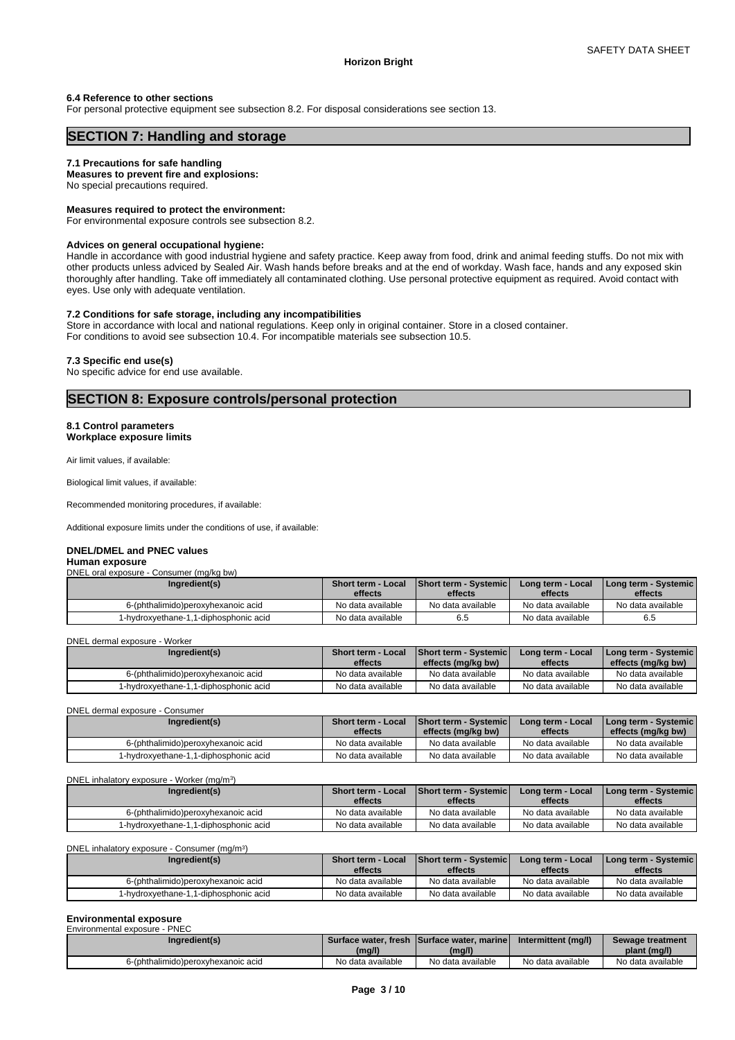### 6.4 Reference to other sections

For personal protective equipment see subsection 8.2. For disposal considerations see section 13.

## SECTION 7: Handling and storage

### 7.1 Precautions for safe handling

**Measures to prevent fire and explosions:**
No special precautions required.

**Measures required to protect the environment:**
For environmental exposure controls see subsection 8.2.

**Advices on general occupational hygiene:**
Handle in accordance with good industrial hygiene and safety practice. Keep away from food, drink and animal feeding stuffs. Do not mix with other products unless adviced by Sealed Air. Wash hands before breaks and at the end of workday. Wash face, hands and any exposed skin thoroughly after handling. Take off immediately all contaminated clothing. Use personal protective equipment as required. Avoid contact with eyes. Use only with adequate ventilation.

### 7.2 Conditions for safe storage, including any incompatibilities

Store in accordance with local and national regulations. Keep only in original container. Store in a closed container.
For conditions to avoid see subsection 10.4. For incompatible materials see subsection 10.5.

### 7.3 Specific end use(s)

No specific advice for end use available.

## SECTION 8: Exposure controls/personal protection

### 8.1 Control parameters

**Workplace exposure limits**

Air limit values, if available:

Biological limit values, if available:

Recommended monitoring procedures, if available:

Additional exposure limits under the conditions of use, if available:

**DNEL/DMEL and PNEC values**

**Human exposure**

DNEL oral exposure - Consumer (mg/kg bw)

| Ingredient(s) | Short term - Local effects | Short term - Systemic effects | Long term - Local effects | Long term - Systemic effects |
|---|---|---|---|---|
| 6-(phthalimido)peroxyhexanoic acid | No data available | No data available | No data available | No data available |
| 1-hydroxyethane-1,1-diphosphonic acid | No data available | 6.5 | No data available | 6.5 |

DNEL dermal exposure - Worker

| Ingredient(s) | Short term - Local effects | Short term - Systemic effects (mg/kg bw) | Long term - Local effects | Long term - Systemic effects (mg/kg bw) |
|---|---|---|---|---|
| 6-(phthalimido)peroxyhexanoic acid | No data available | No data available | No data available | No data available |
| 1-hydroxyethane-1,1-diphosphonic acid | No data available | No data available | No data available | No data available |

DNEL dermal exposure - Consumer

| Ingredient(s) | Short term - Local effects | Short term - Systemic effects (mg/kg bw) | Long term - Local effects | Long term - Systemic effects (mg/kg bw) |
|---|---|---|---|---|
| 6-(phthalimido)peroxyhexanoic acid | No data available | No data available | No data available | No data available |
| 1-hydroxyethane-1,1-diphosphonic acid | No data available | No data available | No data available | No data available |

DNEL inhalatory exposure - Worker (mg/m$^3$)

| Ingredient(s) | Short term - Local effects | Short term - Systemic effects | Long term - Local effects | Long term - Systemic effects |
|---|---|---|---|---|
| 6-(phthalimido)peroxyhexanoic acid | No data available | No data available | No data available | No data available |
| 1-hydroxyethane-1,1-diphosphonic acid | No data available | No data available | No data available | No data available |

DNEL inhalatory exposure - Consumer (mg/m$^3$)

| Ingredient(s) | Short term - Local effects | Short term - Systemic effects | Long term - Local effects | Long term - Systemic effects |
|---|---|---|---|---|
| 6-(phthalimido)peroxyhexanoic acid | No data available | No data available | No data available | No data available |
| 1-hydroxyethane-1,1-diphosphonic acid | No data available | No data available | No data available | No data available |

**Environmental exposure**

Environmental exposure - PNEC

| Ingredient(s) | Surface water, fresh (mg/l) | Surface water, marine (mg/l) | Intermittent (mg/l) | Sewage treatment plant (mg/l) |
|---|---|---|---|---|
| 6-(phthalimido)peroxyhexanoic acid | No data available | No data available | No data available | No data available |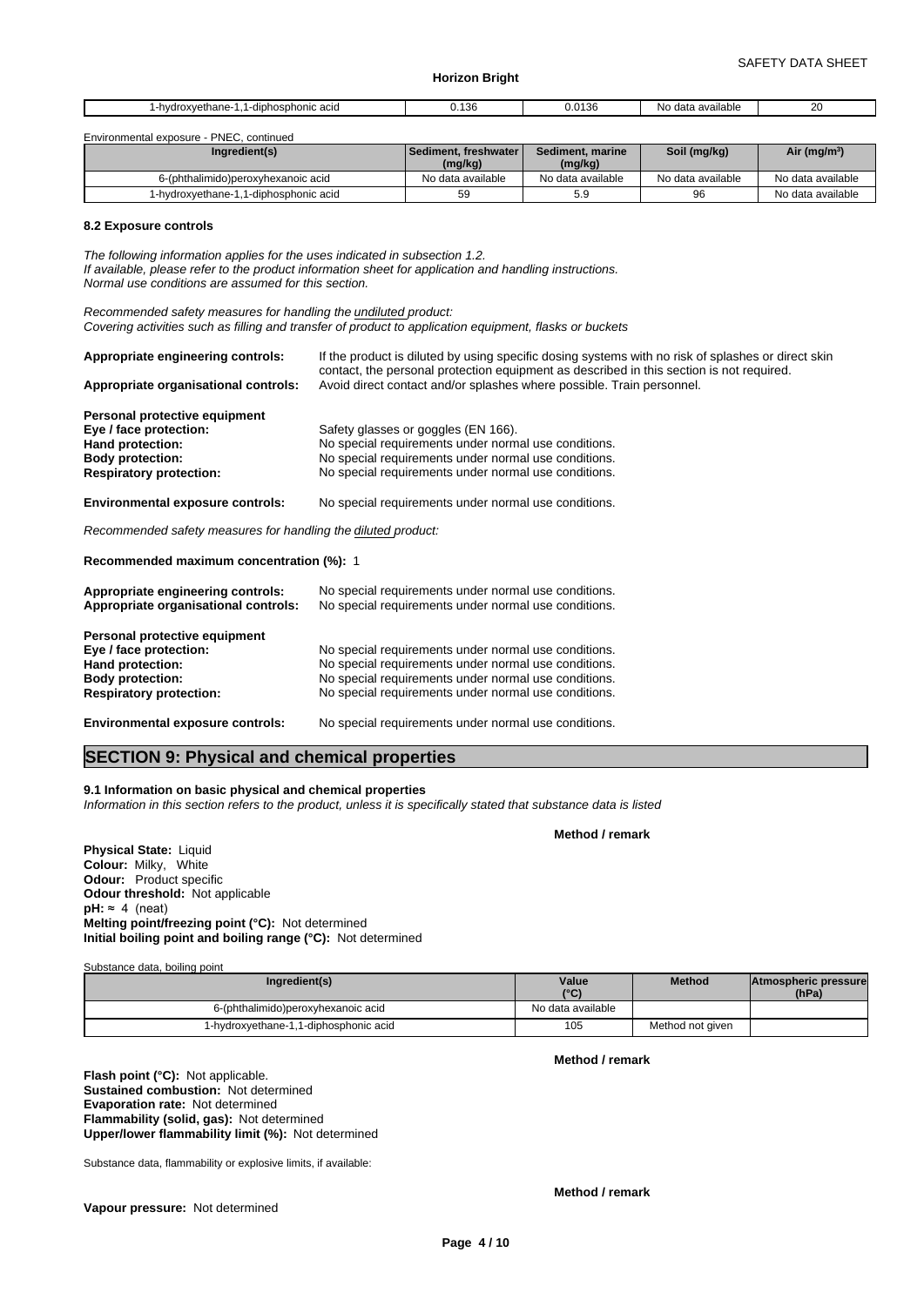| 1-hydroxyethane-1,1-diphosphonic acid | 0.136 | 0.0136 | No data available | 20 |
|---|---|---|---|---|

Environmental exposure - PNEC, continued

| Ingredient(s) | Sediment, freshwater (mg/kg) | Sediment, marine (mg/kg) | Soil (mg/kg) | Air (mg/m³) |
|---|---|---|---|---|
| 6-(phthalimido)peroxyhexanoic acid | No data available | No data available | No data available | No data available |
| 1-hydroxyethane-1,1-diphosphonic acid | 59 | 5.9 | 96 | No data available |

**8.2 Exposure controls**

*The following information applies for the uses indicated in subsection 1.2.*
*If available, please refer to the product information sheet for application and handling instructions.*
*Normal use conditions are assumed for this section.*

*Recommended safety measures for handling the undiluted product:*
*Covering activities such as filling and transfer of product to application equipment, flasks or buckets*

**Appropriate engineering controls:** If the product is diluted by using specific dosing systems with no risk of splashes or direct skin contact, the personal protection equipment as described in this section is not required.
**Appropriate organisational controls:** Avoid direct contact and/or splashes where possible. Train personnel.

**Personal protective equipment**
**Eye / face protection:** Safety glasses or goggles (EN 166).
**Hand protection:** No special requirements under normal use conditions.
**Body protection:** No special requirements under normal use conditions.
**Respiratory protection:** No special requirements under normal use conditions.

**Environmental exposure controls:** No special requirements under normal use conditions.

*Recommended safety measures for handling the diluted product:*

**Recommended maximum concentration (%):** 1

**Appropriate engineering controls:** No special requirements under normal use conditions.
**Appropriate organisational controls:** No special requirements under normal use conditions.

**Personal protective equipment**
**Eye / face protection:** No special requirements under normal use conditions.
**Hand protection:** No special requirements under normal use conditions.
**Body protection:** No special requirements under normal use conditions.
**Respiratory protection:** No special requirements under normal use conditions.

**Environmental exposure controls:** No special requirements under normal use conditions.

## SECTION 9: Physical and chemical properties

**9.1 Information on basic physical and chemical properties**
*Information in this section refers to the product, unless it is specifically stated that substance data is listed*

**Method / remark**

**Physical State:** Liquid
**Colour:** Milky, White
**Odour:** Product specific
**Odour threshold:** Not applicable
**pH:** ≈ 4 (neat)
**Melting point/freezing point (°C):** Not determined
**Initial boiling point and boiling range (°C):** Not determined

Substance data, boiling point

| Ingredient(s) | Value (°C) | Method | Atmospheric pressure (hPa) |
|---|---|---|---|
| 6-(phthalimido)peroxyhexanoic acid | No data available | | |
| 1-hydroxyethane-1,1-diphosphonic acid | 105 | Method not given | |

**Method / remark**

**Flash point (°C):** Not applicable.
**Sustained combustion:** Not determined
**Evaporation rate:** Not determined
**Flammability (solid, gas):** Not determined
**Upper/lower flammability limit (%):** Not determined

Substance data, flammability or explosive limits, if available:

**Method / remark**

**Vapour pressure:** Not determined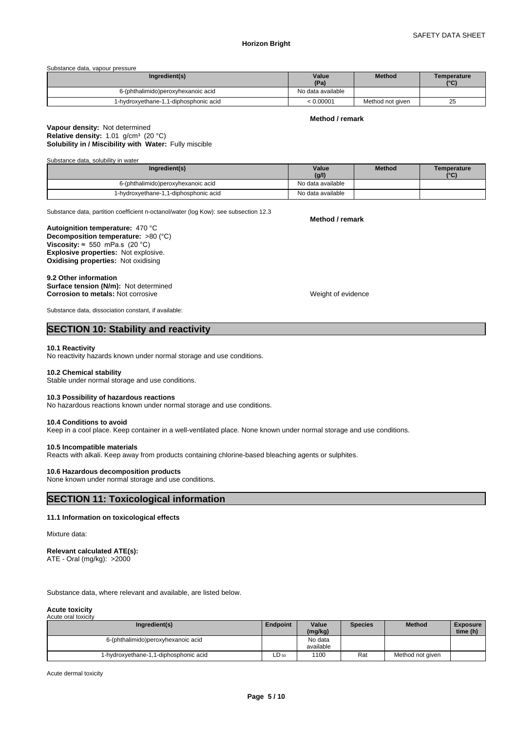Substance data, vapour pressure

| Ingredient(s) | Value (Pa) | Method | Temperature (°C) |
|---|---|---|---|
| 6-(phthalimido)peroxyhexanoic acid | No data available | | |
| 1-hydroxyethane-1,1-diphosphonic acid | < 0.00001 | Method not given | 25 |

**Method / remark**

**Vapour density:** Not determined
**Relative density:** 1.01 g/cm³ (20 °C)
**Solubility in / Miscibility with Water:** Fully miscible

Substance data, solubility in water

| Ingredient(s) | Value (g/l) | Method | Temperature (°C) |
|---|---|---|---|
| 6-(phthalimido)peroxyhexanoic acid | No data available | | |
| 1-hydroxyethane-1,1-diphosphonic acid | No data available | | |

Substance data, partition coefficient n-octanol/water (log Kow): see subsection 12.3

**Method / remark**

**Autoignition temperature:** 470 °C
**Decomposition temperature:** >80 (°C)
**Viscosity:** ≈ 550 mPa.s (20 °C)
**Explosive properties:** Not explosive.
**Oxidising properties:** Not oxidising

**9.2 Other information**
**Surface tension (N/m):** Not determined
**Corrosion to metals:** Not corrosive — Weight of evidence

Substance data, dissociation constant, if available:

## SECTION 10: Stability and reactivity

**10.1 Reactivity**
No reactivity hazards known under normal storage and use conditions.

**10.2 Chemical stability**
Stable under normal storage and use conditions.

**10.3 Possibility of hazardous reactions**
No hazardous reactions known under normal storage and use conditions.

**10.4 Conditions to avoid**
Keep in a cool place. Keep container in a well-ventilated place. None known under normal storage and use conditions.

**10.5 Incompatible materials**
Reacts with alkali. Keep away from products containing chlorine-based bleaching agents or sulphites.

**10.6 Hazardous decomposition products**
None known under normal storage and use conditions.

## SECTION 11: Toxicological information

**11.1 Information on toxicological effects**

Mixture data:

**Relevant calculated ATE(s):**
ATE - Oral (mg/kg): >2000

Substance data, where relevant and available, are listed below.

**Acute toxicity**
Acute oral toxicity

| Ingredient(s) | Endpoint | Value (mg/kg) | Species | Method | Exposure time (h) |
|---|---|---|---|---|---|
| 6-(phthalimido)peroxyhexanoic acid | | No data available | | | |
| 1-hydroxyethane-1,1-diphosphonic acid | $LD_{50}$ | 1100 | Rat | Method not given | |

Acute dermal toxicity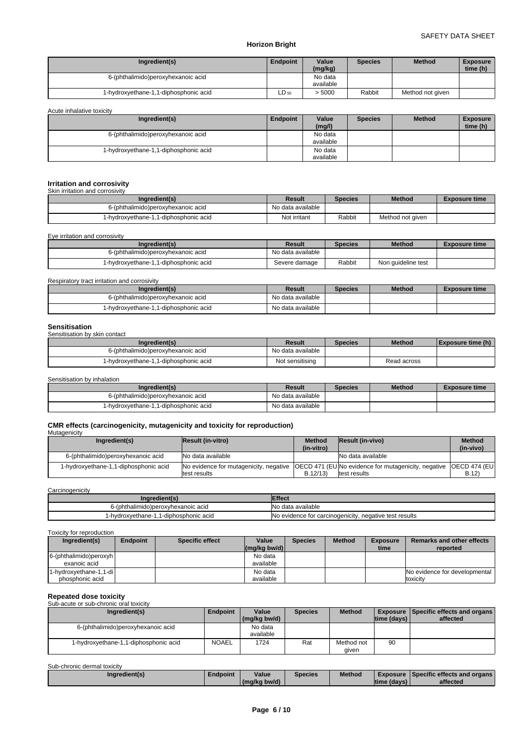| Ingredient(s) | Endpoint | Value (mg/kg) | Species | Method | Exposure time (h) |
|---|---|---|---|---|---|
| 6-(phthalimido)peroxyhexanoic acid | | No data available | | | |
| 1-hydroxyethane-1,1-diphosphonic acid | $LD_{50}$ | > 5000 | Rabbit | Method not given | |

Acute inhalative toxicity

| Ingredient(s) | Endpoint | Value (mg/l) | Species | Method | Exposure time (h) |
|---|---|---|---|---|---|
| 6-(phthalimido)peroxyhexanoic acid | | No data available | | | |
| 1-hydroxyethane-1,1-diphosphonic acid | | No data available | | | |

### Irritation and corrosivity

Skin irritation and corrosivity

| Ingredient(s) | Result | Species | Method | Exposure time |
|---|---|---|---|---|
| 6-(phthalimido)peroxyhexanoic acid | No data available | | | |
| 1-hydroxyethane-1,1-diphosphonic acid | Not irritant | Rabbit | Method not given | |

Eye irritation and corrosivity

| Ingredient(s) | Result | Species | Method | Exposure time |
|---|---|---|---|---|
| 6-(phthalimido)peroxyhexanoic acid | No data available | | | |
| 1-hydroxyethane-1,1-diphosphonic acid | Severe damage | Rabbit | Non guideline test | |

Respiratory tract irritation and corrosivity

| Ingredient(s) | Result | Species | Method | Exposure time |
|---|---|---|---|---|
| 6-(phthalimido)peroxyhexanoic acid | No data available | | | |
| 1-hydroxyethane-1,1-diphosphonic acid | No data available | | | |

### Sensitisation

Sensitisation by skin contact

| Ingredient(s) | Result | Species | Method | Exposure time (h) |
|---|---|---|---|---|
| 6-(phthalimido)peroxyhexanoic acid | No data available | | | |
| 1-hydroxyethane-1,1-diphosphonic acid | Not sensitising | | Read across | |

Sensitisation by inhalation

| Ingredient(s) | Result | Species | Method | Exposure time |
|---|---|---|---|---|
| 6-(phthalimido)peroxyhexanoic acid | No data available | | | |
| 1-hydroxyethane-1,1-diphosphonic acid | No data available | | | |

### CMR effects (carcinogenicity, mutagenicity and toxicity for reproduction)

Mutagenicity

| Ingredient(s) | Result (in-vitro) | Method (in-vitro) | Result (in-vivo) | Method (in-vivo) |
|---|---|---|---|---|
| 6-(phthalimido)peroxyhexanoic acid | No data available | | No data available | |
| 1-hydroxyethane-1,1-diphosphonic acid | No evidence for mutagenicity, negative test results | OECD 471 (EU B.12/13) | No evidence for mutagenicity, negative test results | OECD 474 (EU B.12) |

Carcinogenicity

| Ingredient(s) | Effect |
|---|---|
| 6-(phthalimido)peroxyhexanoic acid | No data available |
| 1-hydroxyethane-1,1-diphosphonic acid | No evidence for carcinogenicity, negative test results |

Toxicity for reproduction

| Ingredient(s) | Endpoint | Specific effect | Value (mg/kg bw/d) | Species | Method | Exposure time | Remarks and other effects reported |
|---|---|---|---|---|---|---|---|
| 6-(phthalimido)peroxyhexanoic acid | | | No data available | | | | |
| 1-hydroxyethane-1,1-diphosphonic acid | | | No data available | | | | No evidence for developmental toxicity |

### Repeated dose toxicity

Sub-acute or sub-chronic oral toxicity

| Ingredient(s) | Endpoint | Value (mg/kg bw/d) | Species | Method | Exposure time (days) | Specific effects and organs affected |
|---|---|---|---|---|---|---|
| 6-(phthalimido)peroxyhexanoic acid | | No data available | | | | |
| 1-hydroxyethane-1,1-diphosphonic acid | NOAEL | 1724 | Rat | Method not given | 90 | |

Sub-chronic dermal toxicity

| Ingredient(s) | Endpoint | Value (mg/kg bw/d) | Species | Method | Exposure time (days) | Specific effects and organs affected |
|---|---|---|---|---|---|---|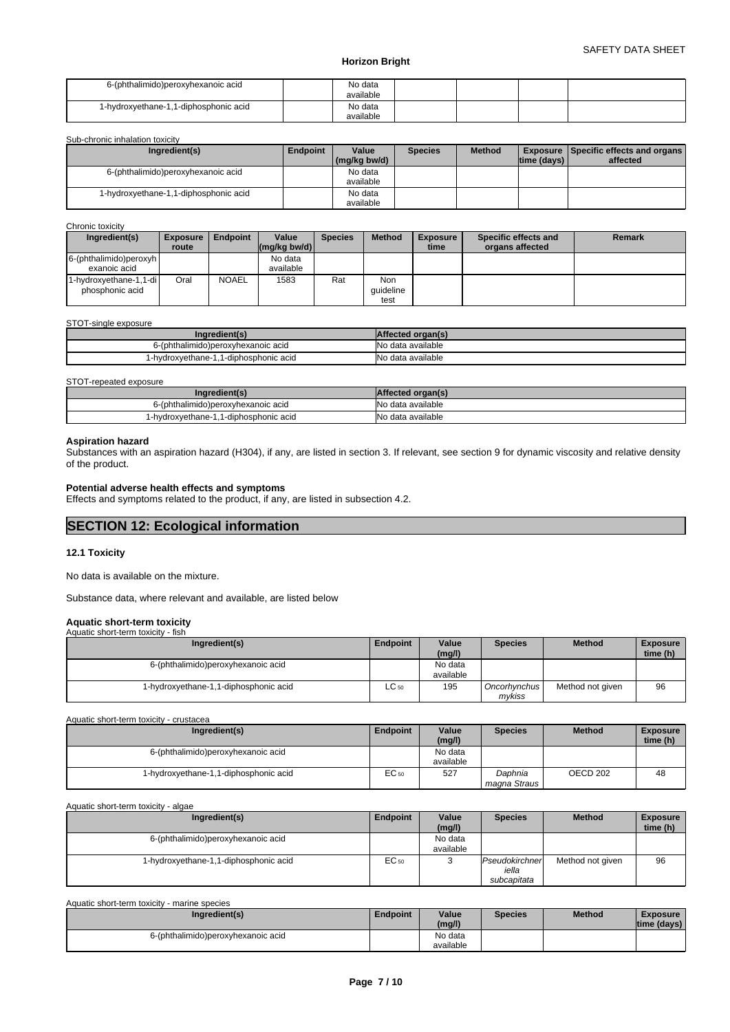| 6-(phthalimido)peroxyhexanoic acid | | No data available | | | | |
|---|---|---|---|---|---|---|
| 1-hydroxyethane-1,1-diphosphonic acid | | No data available | | | | |

Sub-chronic inhalation toxicity

| Ingredient(s) | Endpoint | Value (mg/kg bw/d) | Species | Method | Exposure time (days) | Specific effects and organs affected |
|---|---|---|---|---|---|---|
| 6-(phthalimido)peroxyhexanoic acid | | No data available | | | | |
| 1-hydroxyethane-1,1-diphosphonic acid | | No data available | | | | |

Chronic toxicity

| Ingredient(s) | Exposure route | Endpoint | Value (mg/kg bw/d) | Species | Method | Exposure time | Specific effects and organs affected | Remark |
|---|---|---|---|---|---|---|---|---|
| 6-(phthalimido)peroxyhexanoic acid | | | No data available | | | | | |
| 1-hydroxyethane-1,1-diphosphonic acid | Oral | NOAEL | 1583 | Rat | Non guideline test | | | |

STOT-single exposure

| Ingredient(s) | Affected organ(s) |
|---|---|
| 6-(phthalimido)peroxyhexanoic acid | No data available |
| 1-hydroxyethane-1,1-diphosphonic acid | No data available |

STOT-repeated exposure

| Ingredient(s) | Affected organ(s) |
|---|---|
| 6-(phthalimido)peroxyhexanoic acid | No data available |
| 1-hydroxyethane-1,1-diphosphonic acid | No data available |

**Aspiration hazard**

Substances with an aspiration hazard (H304), if any, are listed in section 3. If relevant, see section 9 for dynamic viscosity and relative density of the product.

**Potential adverse health effects and symptoms**

Effects and symptoms related to the product, if any, are listed in subsection 4.2.

## SECTION 12: Ecological information

### 12.1 Toxicity

No data is available on the mixture.

Substance data, where relevant and available, are listed below

**Aquatic short-term toxicity**

Aquatic short-term toxicity - fish

| Ingredient(s) | Endpoint | Value (mg/l) | Species | Method | Exposure time (h) |
|---|---|---|---|---|---|
| 6-(phthalimido)peroxyhexanoic acid | | No data available | | | |
| 1-hydroxyethane-1,1-diphosphonic acid | $LC_{50}$ | 195 | *Oncorhynchus mykiss* | Method not given | 96 |

Aquatic short-term toxicity - crustacea

| Ingredient(s) | Endpoint | Value (mg/l) | Species | Method | Exposure time (h) |
|---|---|---|---|---|---|
| 6-(phthalimido)peroxyhexanoic acid | | No data available | | | |
| 1-hydroxyethane-1,1-diphosphonic acid | $EC_{50}$ | 527 | *Daphnia magna Straus* | OECD 202 | 48 |

Aquatic short-term toxicity - algae

| Ingredient(s) | Endpoint | Value (mg/l) | Species | Method | Exposure time (h) |
|---|---|---|---|---|---|
| 6-(phthalimido)peroxyhexanoic acid | | No data available | | | |
| 1-hydroxyethane-1,1-diphosphonic acid | $EC_{50}$ | 3 | *Pseudokirchneriella subcapitata* | Method not given | 96 |

Aquatic short-term toxicity - marine species

| Ingredient(s) | Endpoint | Value (mg/l) | Species | Method | Exposure time (days) |
|---|---|---|---|---|---|
| 6-(phthalimido)peroxyhexanoic acid | | No data available | | | |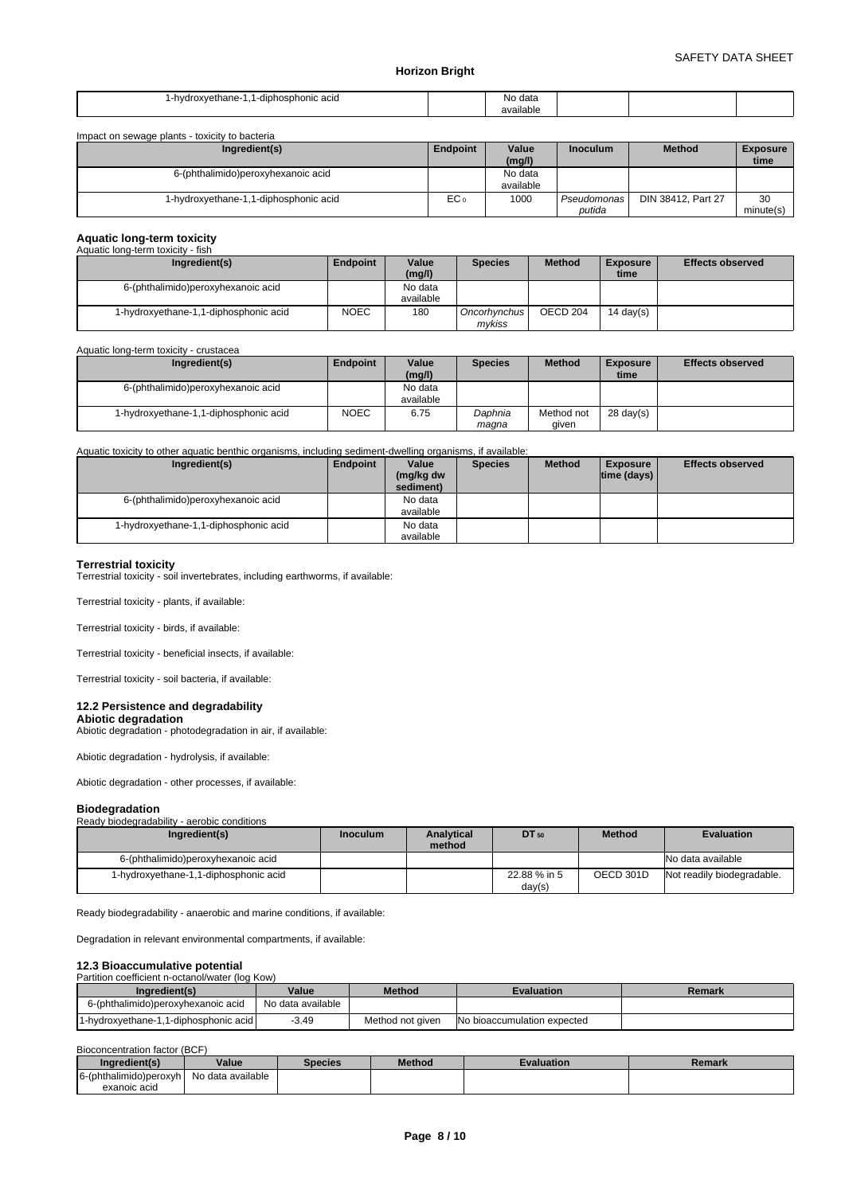| 1-hydroxyethane-1,1-diphosphonic acid | | No data available | | | |
|---|---|---|---|---|---|

Impact on sewage plants - toxicity to bacteria

| Ingredient(s) | Endpoint | Value (mg/l) | Inoculum | Method | Exposure time |
|---|---|---|---|---|---|
| 6-(phthalimido)peroxyhexanoic acid | | No data available | | | |
| 1-hydroxyethane-1,1-diphosphonic acid | $EC_0$ | 1000 | *Pseudomonas putida* | DIN 38412, Part 27 | 30 minute(s) |

**Aquatic long-term toxicity**

Aquatic long-term toxicity - fish

| Ingredient(s) | Endpoint | Value (mg/l) | Species | Method | Exposure time | Effects observed |
|---|---|---|---|---|---|---|
| 6-(phthalimido)peroxyhexanoic acid | | No data available | | | | |
| 1-hydroxyethane-1,1-diphosphonic acid | NOEC | 180 | *Oncorhynchus mykiss* | OECD 204 | 14 day(s) | |

Aquatic long-term toxicity - crustacea

| Ingredient(s) | Endpoint | Value (mg/l) | Species | Method | Exposure time | Effects observed |
|---|---|---|---|---|---|---|
| 6-(phthalimido)peroxyhexanoic acid | | No data available | | | | |
| 1-hydroxyethane-1,1-diphosphonic acid | NOEC | 6.75 | *Daphnia magna* | Method not given | 28 day(s) | |

Aquatic toxicity to other aquatic benthic organisms, including sediment-dwelling organisms, if available:

| Ingredient(s) | Endpoint | Value (mg/kg dw sediment) | Species | Method | Exposure time (days) | Effects observed |
|---|---|---|---|---|---|---|
| 6-(phthalimido)peroxyhexanoic acid | | No data available | | | | |
| 1-hydroxyethane-1,1-diphosphonic acid | | No data available | | | | |

**Terrestrial toxicity**

Terrestrial toxicity - soil invertebrates, including earthworms, if available:

Terrestrial toxicity - plants, if available:

Terrestrial toxicity - birds, if available:

Terrestrial toxicity - beneficial insects, if available:

Terrestrial toxicity - soil bacteria, if available:

### 12.2 Persistence and degradability

**Abiotic degradation**

Abiotic degradation - photodegradation in air, if available:

Abiotic degradation - hydrolysis, if available:

Abiotic degradation - other processes, if available:

**Biodegradation**

Ready biodegradability - aerobic conditions

| Ingredient(s) | Inoculum | Analytical method | $DT_{50}$ | Method | Evaluation |
|---|---|---|---|---|---|
| 6-(phthalimido)peroxyhexanoic acid | | | | | No data available |
| 1-hydroxyethane-1,1-diphosphonic acid | | | 22.88 % in 5 day(s) | OECD 301D | Not readily biodegradable. |

Ready biodegradability - anaerobic and marine conditions, if available:

Degradation in relevant environmental compartments, if available:

### 12.3 Bioaccumulative potential

Partition coefficient n-octanol/water (log Kow)

| Ingredient(s) | Value | Method | Evaluation | Remark |
|---|---|---|---|---|
| 6-(phthalimido)peroxyhexanoic acid | No data available | | | |
| 1-hydroxyethane-1,1-diphosphonic acid | -3.49 | Method not given | No bioaccumulation expected | |

Bioconcentration factor (BCF)

| Ingredient(s) | Value | Species | Method | Evaluation | Remark |
|---|---|---|---|---|---|
| 6-(phthalimido)peroxyhexanoic acid | No data available | | | | |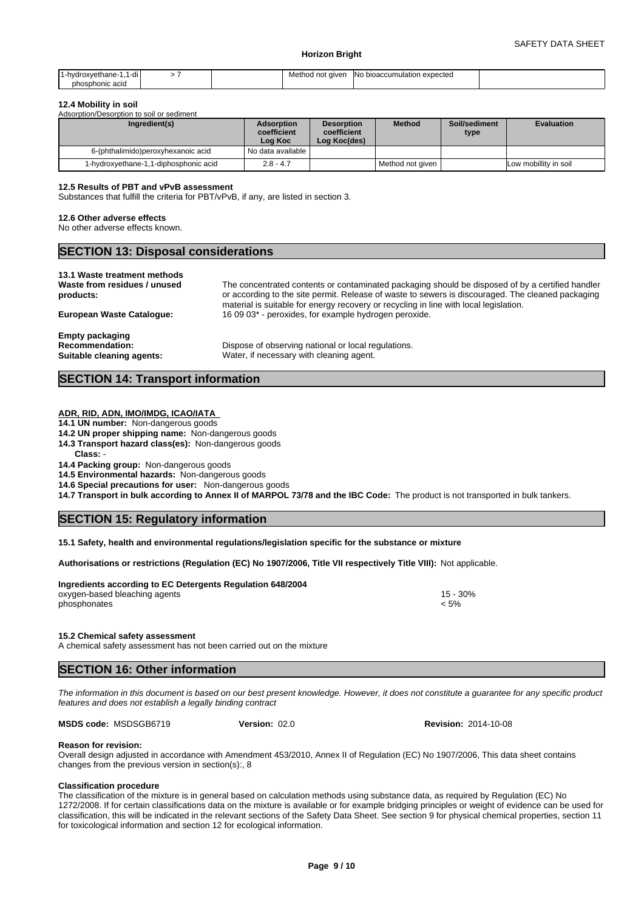| 1-hydroxyethane-1,1-di phosphonic acid | > 7 | | Method not given | No bioaccumulation expected | |
|---|---|---|---|---|---|

**12.4 Mobility in soil**

Adsorption/Desorption to soil or sediment

| Ingredient(s) | Adsorption coefficient Log Koc | Desorption coefficient Log Koc(des) | Method | Soil/sediment type | Evaluation |
|---|---|---|---|---|---|
| 6-(phthalimido)peroxyhexanoic acid | No data available | | | | |
| 1-hydroxyethane-1,1-diphosphonic acid | 2.8 - 4.7 | | Method not given | | Low mobillity in soil |

**12.5 Results of PBT and vPvB assessment**

Substances that fulfill the criteria for PBT/vPvB, if any, are listed in section 3.

**12.6 Other adverse effects**

No other adverse effects known.

## SECTION 13: Disposal considerations

**13.1 Waste treatment methods**

**Waste from residues / unused products:** The concentrated contents or contaminated packaging should be disposed of by a certified handler or according to the site permit. Release of waste to sewers is discouraged. The cleaned packaging material is suitable for energy recovery or recycling in line with local legislation.

**European Waste Catalogue:** 16 09 03* - peroxides, for example hydrogen peroxide.

**Empty packaging**

**Recommendation:** Dispose of observing national or local regulations.

**Suitable cleaning agents:** Water, if necessary with cleaning agent.

## SECTION 14: Transport information

**ADR, RID, ADN, IMO/IMDG, ICAO/IATA**

**14.1 UN number:** Non-dangerous goods

**14.2 UN proper shipping name:** Non-dangerous goods

**14.3 Transport hazard class(es):** Non-dangerous goods

**Class:** -

**14.4 Packing group:** Non-dangerous goods

**14.5 Environmental hazards:** Non-dangerous goods

**14.6 Special precautions for user:** Non-dangerous goods

**14.7 Transport in bulk according to Annex II of MARPOL 73/78 and the IBC Code:** The product is not transported in bulk tankers.

## SECTION 15: Regulatory information

**15.1 Safety, health and environmental regulations/legislation specific for the substance or mixture**

**Authorisations or restrictions (Regulation (EC) No 1907/2006, Title VII respectively Title VIII):** Not applicable.

**Ingredients according to EC Detergents Regulation 648/2004**

| | |
|---|---|
| oxygen-based bleaching agents | 15 - 30% |
| phosphonates | < 5% |

**15.2 Chemical safety assessment**

A chemical safety assessment has not been carried out on the mixture

## SECTION 16: Other information

*The information in this document is based on our best present knowledge. However, it does not constitute a guarantee for any specific product features and does not establish a legally binding contract*

**MSDS code:** MSDSGB6719 **Version:** 02.0 **Revision:** 2014-10-08

**Reason for revision:**

Overall design adjusted in accordance with Amendment 453/2010, Annex II of Regulation (EC) No 1907/2006, This data sheet contains changes from the previous version in section(s):, 8

**Classification procedure**

The classification of the mixture is in general based on calculation methods using substance data, as required by Regulation (EC) No 1272/2008. If for certain classifications data on the mixture is available or for example bridging principles or weight of evidence can be used for classification, this will be indicated in the relevant sections of the Safety Data Sheet. See section 9 for physical chemical properties, section 11 for toxicological information and section 12 for ecological information.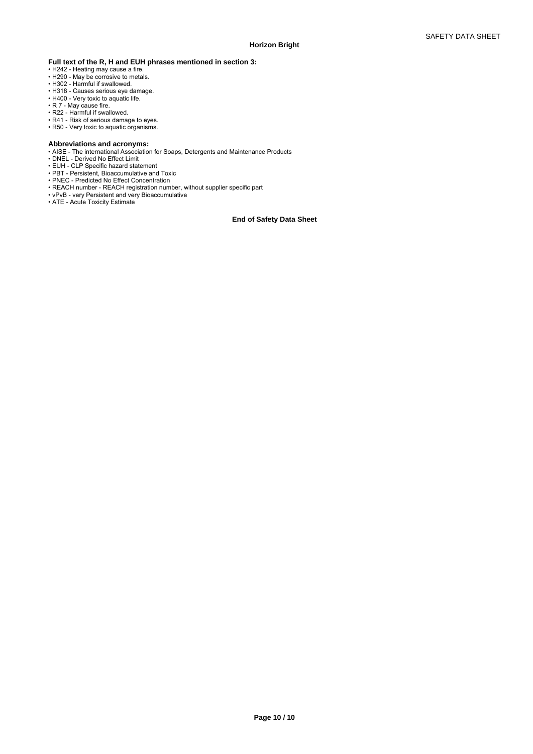**Full text of the R, H and EUH phrases mentioned in section 3:**

- H242 - Heating may cause a fire.
- H290 - May be corrosive to metals.
- H302 - Harmful if swallowed.
- H318 - Causes serious eye damage.
- H400 - Very toxic to aquatic life.
- R 7 - May cause fire.
- R22 - Harmful if swallowed.
- R41 - Risk of serious damage to eyes.
- R50 - Very toxic to aquatic organisms.

**Abbreviations and acronyms:**

- AISE - The international Association for Soaps, Detergents and Maintenance Products
- DNEL - Derived No Effect Limit
- EUH - CLP Specific hazard statement
- PBT - Persistent, Bioaccumulative and Toxic
- PNEC - Predicted No Effect Concentration
- REACH number - REACH registration number, without supplier specific part
- vPvB - very Persistent and very Bioaccumulative
- ATE - Acute Toxicity Estimate

**End of Safety Data Sheet**